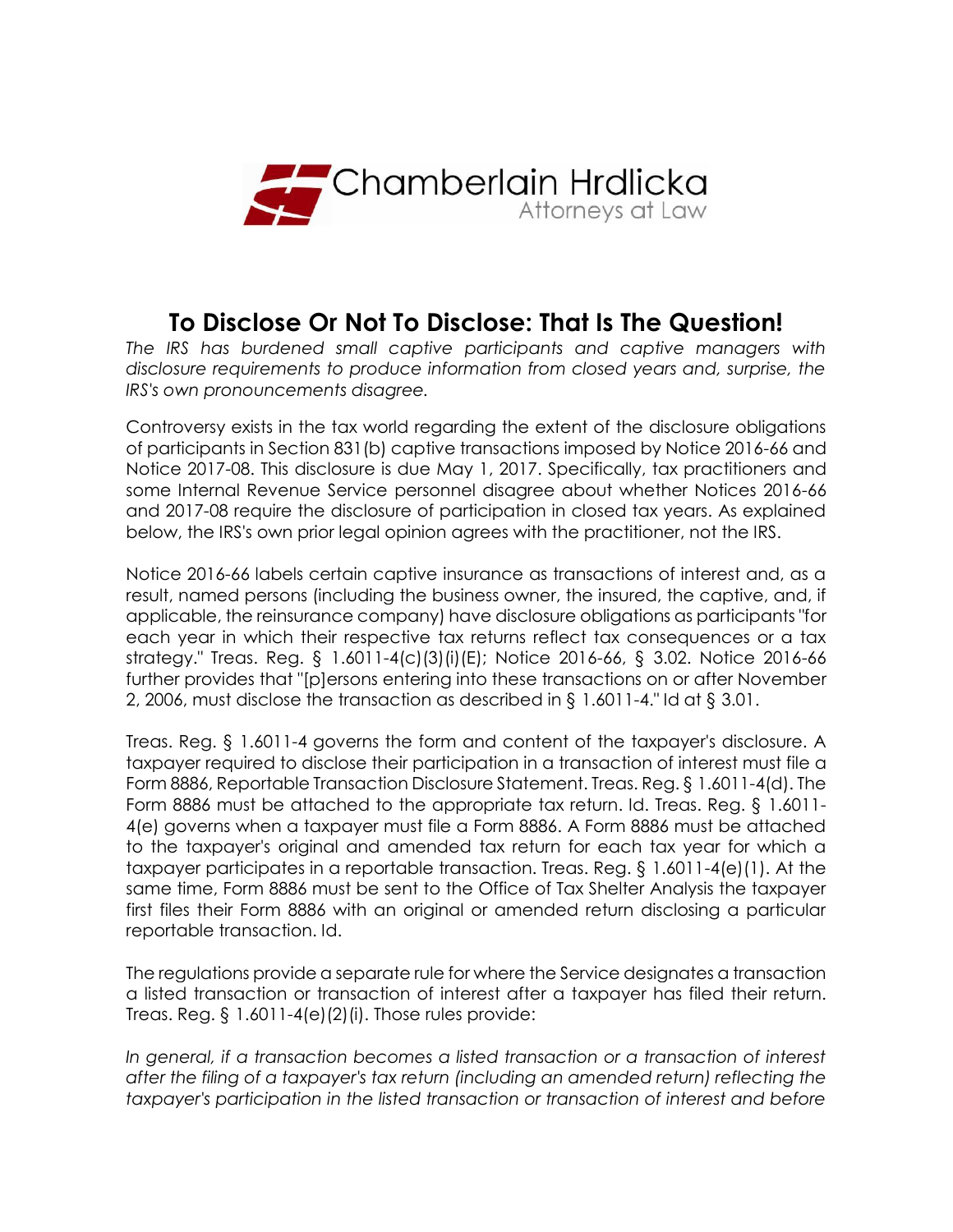Chamberlain Hrdlicka
Attorneys at Law

# To Disclose Or Not To Disclose: That Is The Question!

*The IRS has burdened small captive participants and captive managers with disclosure requirements to produce information from closed years and, surprise, the IRS's own pronouncements disagree.*

Controversy exists in the tax world regarding the extent of the disclosure obligations of participants in Section 831(b) captive transactions imposed by Notice 2016-66 and Notice 2017-08. This disclosure is due May 1, 2017. Specifically, tax practitioners and some Internal Revenue Service personnel disagree about whether Notices 2016-66 and 2017-08 require the disclosure of participation in closed tax years. As explained below, the IRS's own prior legal opinion agrees with the practitioner, not the IRS.

Notice 2016-66 labels certain captive insurance as transactions of interest and, as a result, named persons (including the business owner, the insured, the captive, and, if applicable, the reinsurance company) have disclosure obligations as participants "for each year in which their respective tax returns reflect tax consequences or a tax strategy." Treas. Reg. § 1.6011-4(c)(3)(i)(E); Notice 2016-66, § 3.02. Notice 2016-66 further provides that "[p]ersons entering into these transactions on or after November 2, 2006, must disclose the transaction as described in § 1.6011-4." Id at § 3.01.

Treas. Reg. § 1.6011-4 governs the form and content of the taxpayer's disclosure. A taxpayer required to disclose their participation in a transaction of interest must file a Form 8886, Reportable Transaction Disclosure Statement. Treas. Reg. § 1.6011-4(d). The Form 8886 must be attached to the appropriate tax return. Id. Treas. Reg. § 1.6011-4(e) governs when a taxpayer must file a Form 8886. A Form 8886 must be attached to the taxpayer's original and amended tax return for each tax year for which a taxpayer participates in a reportable transaction. Treas. Reg. § 1.6011-4(e)(1). At the same time, Form 8886 must be sent to the Office of Tax Shelter Analysis the taxpayer first files their Form 8886 with an original or amended return disclosing a particular reportable transaction. Id.

The regulations provide a separate rule for where the Service designates a transaction a listed transaction or transaction of interest after a taxpayer has filed their return. Treas. Reg. § 1.6011-4(e)(2)(i). Those rules provide:

*In general, if a transaction becomes a listed transaction or a transaction of interest after the filing of a taxpayer's tax return (including an amended return) reflecting the taxpayer's participation in the listed transaction or transaction of interest and before*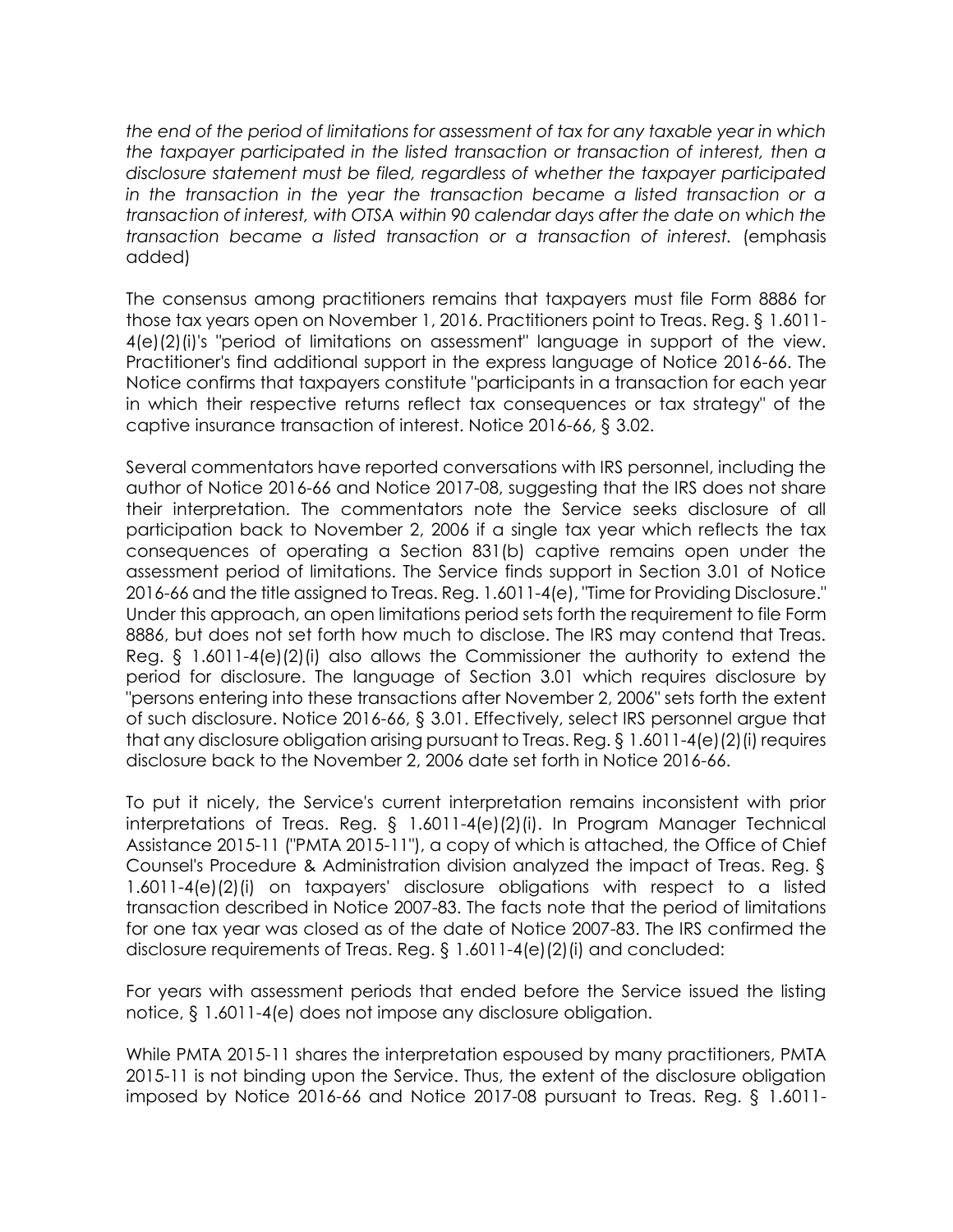*the end of the period of limitations for assessment of tax for any taxable year in which the taxpayer participated in the listed transaction or transaction of interest, then a disclosure statement must be filed, regardless of whether the taxpayer participated in the transaction in the year the transaction became a listed transaction or a transaction of interest, with OTSA within 90 calendar days after the date on which the transaction became a listed transaction or a transaction of interest.* (emphasis added)

The consensus among practitioners remains that taxpayers must file Form 8886 for those tax years open on November 1, 2016. Practitioners point to Treas. Reg. § 1.6011-4(e)(2)(i)'s "period of limitations on assessment" language in support of the view. Practitioner's find additional support in the express language of Notice 2016-66. The Notice confirms that taxpayers constitute "participants in a transaction for each year in which their respective returns reflect tax consequences or tax strategy" of the captive insurance transaction of interest. Notice 2016-66, § 3.02.

Several commentators have reported conversations with IRS personnel, including the author of Notice 2016-66 and Notice 2017-08, suggesting that the IRS does not share their interpretation. The commentators note the Service seeks disclosure of all participation back to November 2, 2006 if a single tax year which reflects the tax consequences of operating a Section 831(b) captive remains open under the assessment period of limitations. The Service finds support in Section 3.01 of Notice 2016-66 and the title assigned to Treas. Reg. 1.6011-4(e), "Time for Providing Disclosure." Under this approach, an open limitations period sets forth the requirement to file Form 8886, but does not set forth how much to disclose. The IRS may contend that Treas. Reg. § 1.6011-4(e)(2)(i) also allows the Commissioner the authority to extend the period for disclosure. The language of Section 3.01 which requires disclosure by "persons entering into these transactions after November 2, 2006" sets forth the extent of such disclosure. Notice 2016-66, § 3.01. Effectively, select IRS personnel argue that that any disclosure obligation arising pursuant to Treas. Reg. § 1.6011-4(e)(2)(i) requires disclosure back to the November 2, 2006 date set forth in Notice 2016-66.

To put it nicely, the Service's current interpretation remains inconsistent with prior interpretations of Treas. Reg. § 1.6011-4(e)(2)(i). In Program Manager Technical Assistance 2015-11 ("PMTA 2015-11"), a copy of which is attached, the Office of Chief Counsel's Procedure & Administration division analyzed the impact of Treas. Reg. § 1.6011-4(e)(2)(i) on taxpayers' disclosure obligations with respect to a listed transaction described in Notice 2007-83. The facts note that the period of limitations for one tax year was closed as of the date of Notice 2007-83. The IRS confirmed the disclosure requirements of Treas. Reg. § 1.6011-4(e)(2)(i) and concluded:

For years with assessment periods that ended before the Service issued the listing notice, § 1.6011-4(e) does not impose any disclosure obligation.

While PMTA 2015-11 shares the interpretation espoused by many practitioners, PMTA 2015-11 is not binding upon the Service. Thus, the extent of the disclosure obligation imposed by Notice 2016-66 and Notice 2017-08 pursuant to Treas. Reg. § 1.6011-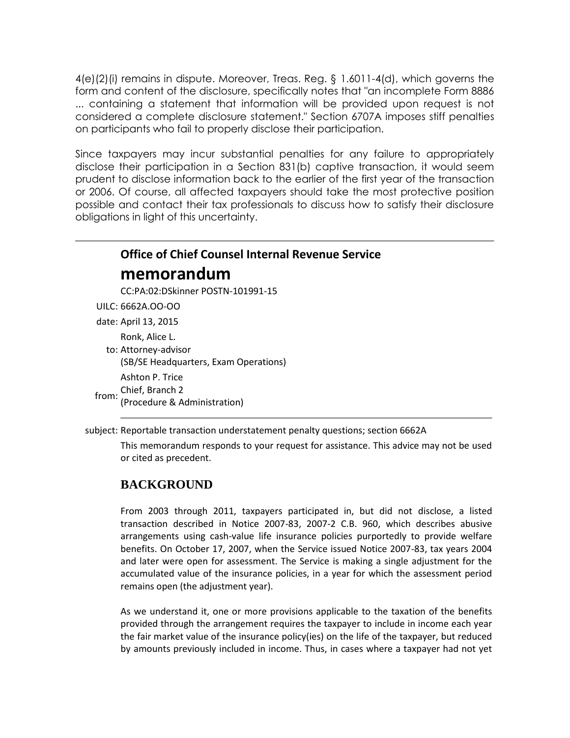4(e)(2)(i) remains in dispute. Moreover, Treas. Reg. § 1.6011-4(d), which governs the form and content of the disclosure, specifically notes that "an incomplete Form 8886 ... containing a statement that information will be provided upon request is not considered a complete disclosure statement." Section 6707A imposes stiff penalties on participants who fail to properly disclose their participation.

Since taxpayers may incur substantial penalties for any failure to appropriately disclose their participation in a Section 831(b) captive transaction, it would seem prudent to disclose information back to the earlier of the first year of the transaction or 2006. Of course, all affected taxpayers should take the most protective position possible and contact their tax professionals to discuss how to satisfy their disclosure obligations in light of this uncertainty.

---

**Office of Chief Counsel Internal Revenue Service**

# memorandum

CC:PA:02:DSkinner POSTN-101991-15

UILC: 6662A.OO-OO

date: April 13, 2015

to: Ronk, Alice L.
Attorney-advisor
(SB/SE Headquarters, Exam Operations)

from: Ashton P. Trice
Chief, Branch 2
(Procedure & Administration)

---

subject: Reportable transaction understatement penalty questions; section 6662A

This memorandum responds to your request for assistance. This advice may not be used or cited as precedent.

## BACKGROUND

From 2003 through 2011, taxpayers participated in, but did not disclose, a listed transaction described in Notice 2007-83, 2007-2 C.B. 960, which describes abusive arrangements using cash-value life insurance policies purportedly to provide welfare benefits. On October 17, 2007, when the Service issued Notice 2007-83, tax years 2004 and later were open for assessment. The Service is making a single adjustment for the accumulated value of the insurance policies, in a year for which the assessment period remains open (the adjustment year).

As we understand it, one or more provisions applicable to the taxation of the benefits provided through the arrangement requires the taxpayer to include in income each year the fair market value of the insurance policy(ies) on the life of the taxpayer, but reduced by amounts previously included in income. Thus, in cases where a taxpayer had not yet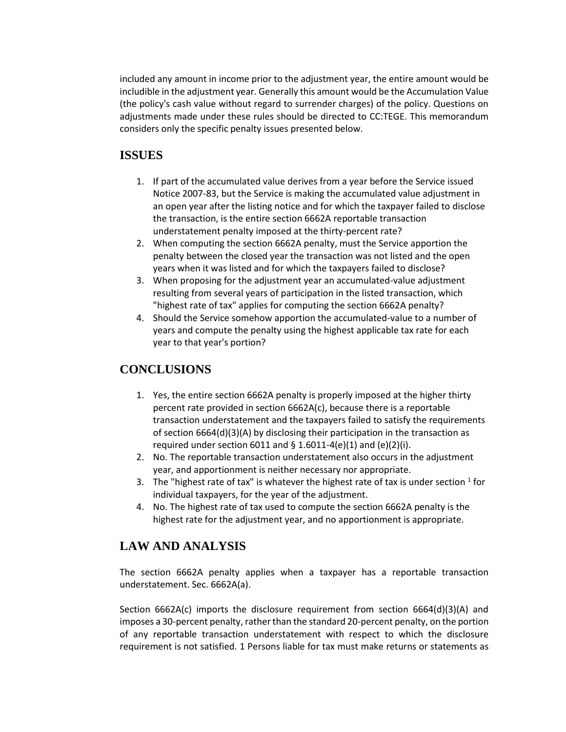included any amount in income prior to the adjustment year, the entire amount would be includible in the adjustment year. Generally this amount would be the Accumulation Value (the policy's cash value without regard to surrender charges) of the policy. Questions on adjustments made under these rules should be directed to CC:TEGE. This memorandum considers only the specific penalty issues presented below.

## ISSUES

1. If part of the accumulated value derives from a year before the Service issued Notice 2007-83, but the Service is making the accumulated value adjustment in an open year after the listing notice and for which the taxpayer failed to disclose the transaction, is the entire section 6662A reportable transaction understatement penalty imposed at the thirty-percent rate?
2. When computing the section 6662A penalty, must the Service apportion the penalty between the closed year the transaction was not listed and the open years when it was listed and for which the taxpayers failed to disclose?
3. When proposing for the adjustment year an accumulated-value adjustment resulting from several years of participation in the listed transaction, which "highest rate of tax" applies for computing the section 6662A penalty?
4. Should the Service somehow apportion the accumulated-value to a number of years and compute the penalty using the highest applicable tax rate for each year to that year's portion?

## CONCLUSIONS

1. Yes, the entire section 6662A penalty is properly imposed at the higher thirty percent rate provided in section 6662A(c), because there is a reportable transaction understatement and the taxpayers failed to satisfy the requirements of section 6664(d)(3)(A) by disclosing their participation in the transaction as required under section 6011 and § 1.6011-4(e)(1) and (e)(2)(i).
2. No. The reportable transaction understatement also occurs in the adjustment year, and apportionment is neither necessary nor appropriate.
3. The "highest rate of tax" is whatever the highest rate of tax is under section [1] for individual taxpayers, for the year of the adjustment.
4. No. The highest rate of tax used to compute the section 6662A penalty is the highest rate for the adjustment year, and no apportionment is appropriate.

## LAW AND ANALYSIS

The section 6662A penalty applies when a taxpayer has a reportable transaction understatement. Sec. 6662A(a).

Section 6662A(c) imports the disclosure requirement from section 6664(d)(3)(A) and imposes a 30-percent penalty, rather than the standard 20-percent penalty, on the portion of any reportable transaction understatement with respect to which the disclosure requirement is not satisfied. 1 Persons liable for tax must make returns or statements as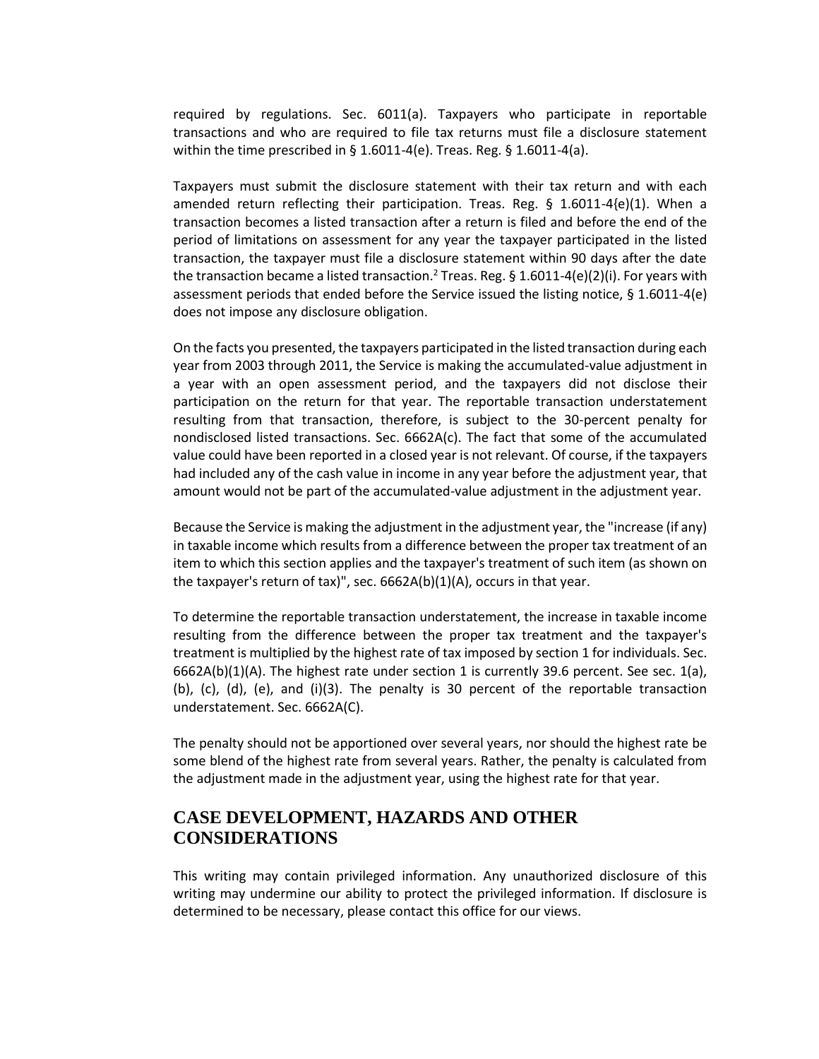required by regulations. Sec. 6011(a). Taxpayers who participate in reportable transactions and who are required to file tax returns must file a disclosure statement within the time prescribed in § 1.6011-4(e). Treas. Reg. § 1.6011-4(a).

Taxpayers must submit the disclosure statement with their tax return and with each amended return reflecting their participation. Treas. Reg. § 1.6011-4{e)(1). When a transaction becomes a listed transaction after a return is filed and before the end of the period of limitations on assessment for any year the taxpayer participated in the listed transaction, the taxpayer must file a disclosure statement within 90 days after the date the transaction became a listed transaction.[2] Treas. Reg. § 1.6011-4(e)(2)(i). For years with assessment periods that ended before the Service issued the listing notice, § 1.6011-4(e) does not impose any disclosure obligation.

On the facts you presented, the taxpayers participated in the listed transaction during each year from 2003 through 2011, the Service is making the accumulated-value adjustment in a year with an open assessment period, and the taxpayers did not disclose their participation on the return for that year. The reportable transaction understatement resulting from that transaction, therefore, is subject to the 30-percent penalty for nondisclosed listed transactions. Sec. 6662A(c). The fact that some of the accumulated value could have been reported in a closed year is not relevant. Of course, if the taxpayers had included any of the cash value in income in any year before the adjustment year, that amount would not be part of the accumulated-value adjustment in the adjustment year.

Because the Service is making the adjustment in the adjustment year, the "increase (if any) in taxable income which results from a difference between the proper tax treatment of an item to which this section applies and the taxpayer's treatment of such item (as shown on the taxpayer's return of tax)", sec. 6662A(b)(1)(A), occurs in that year.

To determine the reportable transaction understatement, the increase in taxable income resulting from the difference between the proper tax treatment and the taxpayer's treatment is multiplied by the highest rate of tax imposed by section 1 for individuals. Sec. 6662A(b)(1)(A). The highest rate under section 1 is currently 39.6 percent. See sec. 1(a), (b), (c), (d), (e), and (i)(3). The penalty is 30 percent of the reportable transaction understatement. Sec. 6662A(C).

The penalty should not be apportioned over several years, nor should the highest rate be some blend of the highest rate from several years. Rather, the penalty is calculated from the adjustment made in the adjustment year, using the highest rate for that year.

## CASE DEVELOPMENT, HAZARDS AND OTHER CONSIDERATIONS

This writing may contain privileged information. Any unauthorized disclosure of this writing may undermine our ability to protect the privileged information. If disclosure is determined to be necessary, please contact this office for our views.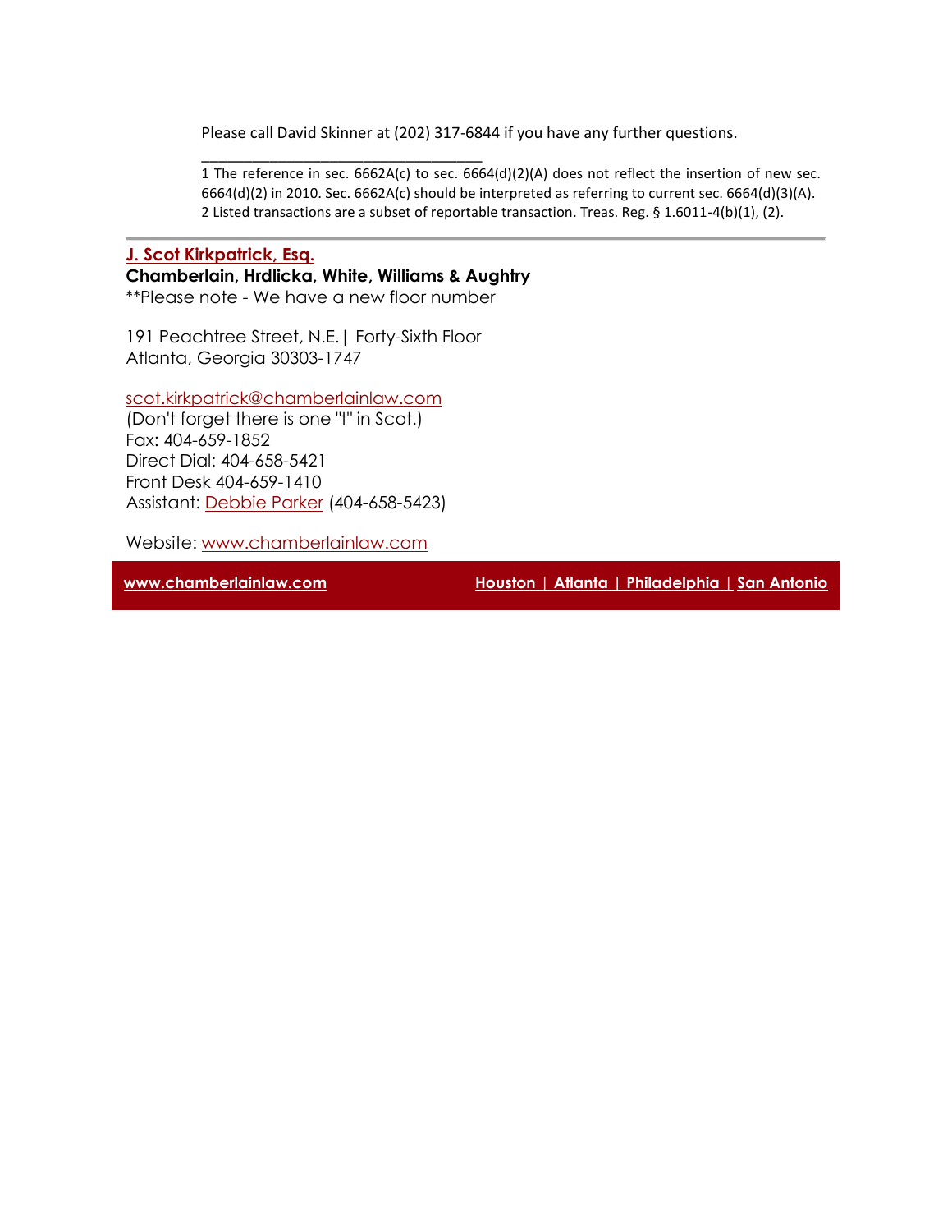Please call David Skinner at (202) 317-6844 if you have any further questions.

---

1 The reference in sec. 6662A(c) to sec. 6664(d)(2)(A) does not reflect the insertion of new sec. 6664(d)(2) in 2010. Sec. 6662A(c) should be interpreted as referring to current sec. 6664(d)(3)(A).
2 Listed transactions are a subset of reportable transaction. Treas. Reg. § 1.6011-4(b)(1), (2).

---

**J. Scot Kirkpatrick, Esq.**
**Chamberlain, Hrdlicka, White, Williams & Aughtry**
**Please note - We have a new floor number

191 Peachtree Street, N.E. | Forty-Sixth Floor
Atlanta, Georgia 30303-1747

scot.kirkpatrick@chamberlainlaw.com
(Don't forget there is one "t" in Scot.)
Fax: 404-659-1852
Direct Dial: 404-658-5421
Front Desk 404-659-1410
Assistant: Debbie Parker (404-658-5423)

Website: www.chamberlainlaw.com

**www.chamberlainlaw.com** **Houston | Atlanta | Philadelphia | San Antonio**